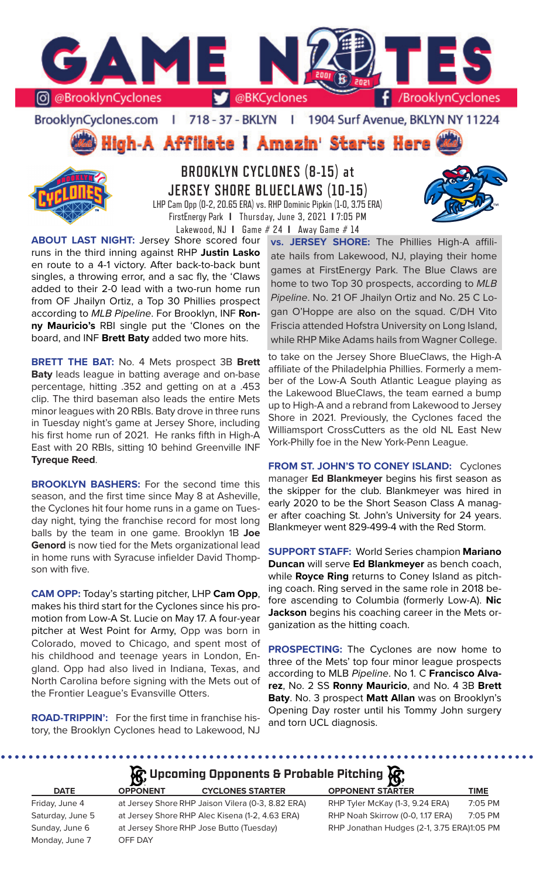# GAME NOTES

@BrooklynCyclones | @BKCyclones | /BrooklynCyclones

BrooklynCyclones.com | 718 - 37 - BKLYN | 1904 Surf Avenue, BKLYN NY 11224

**High-A Affiliate I Amazin' Starts Here**

## BROOKLYN CYCLONES (8-15) at JERSEY SHORE BLUECLAWS (10-15)

LHP Cam Opp (0-2, 20.65 ERA) vs. RHP Dominic Pipkin (1-0, 3.75 ERA)

FirstEnergy Park **I** Thursday, June 3, 2021 **I** 7:05 PM

Lakewood, NJ **I** Game # 24 **I** Away Game # 14

**ABOUT LAST NIGHT:** Jersey Shore scored four runs in the third inning against RHP **Justin Lasko** en route to a 4-1 victory. After back-to-back bunt singles, a throwing error, and a sac fly, the 'Claws added to their 2-0 lead with a two-run home run from OF Jhailyn Ortiz, a Top 30 Phillies prospect according to *MLB Pipeline*. For Brooklyn, INF **Ronny Mauricio's** RBI single put the 'Clones on the board, and INF **Brett Baty** added two more hits.

**BRETT THE BAT:** No. 4 Mets prospect 3B **Brett Baty** leads league in batting average and on-base percentage, hitting .352 and getting on at a .453 clip. The third baseman also leads the entire Mets minor leagues with 20 RBIs. Baty drove in three runs in Tuesday night's game at Jersey Shore, including his first home run of 2021. He ranks fifth in High-A East with 20 RBIs, sitting 10 behind Greenville INF **Tyreque Reed**.

**BROOKLYN BASHERS:** For the second time this season, and the first time since May 8 at Asheville, the Cyclones hit four home runs in a game on Tuesday night, tying the franchise record for most long balls by the team in one game. Brooklyn 1B **Joe Genord** is now tied for the Mets organizational lead in home runs with Syracuse infielder David Thompson with five.

**CAM OPP:** Today's starting pitcher, LHP **Cam Opp**, makes his third start for the Cyclones since his promotion from Low-A St. Lucie on May 17. A four-year pitcher at West Point for Army, Opp was born in Colorado, moved to Chicago, and spent most of his childhood and teenage years in London, England. Opp had also lived in Indiana, Texas, and North Carolina before signing with the Mets out of the Frontier League's Evansville Otters.

**ROAD-TRIPPIN':** For the first time in franchise history, the Brooklyn Cyclones head to Lakewood, NJ to take on the Jersey Shore BlueClaws, the High-A affiliate of the Philadelphia Phillies. Formerly a member of the Low-A South Atlantic League playing as the Lakewood BlueClaws, the team earned a bump up to High-A and a rebrand from Lakewood to Jersey Shore in 2021. Previously, the Cyclones faced the Williamsport CrossCutters as the old NL East New York-Philly foe in the New York-Penn League.

**vs. JERSEY SHORE:** The Phillies High-A affiliate hails from Lakewood, NJ, playing their home games at FirstEnergy Park. The Blue Claws are home to two Top 30 prospects, according to *MLB Pipeline*. No. 21 OF Jhailyn Ortiz and No. 25 C Logan O'Hoppe are also on the squad. C/DH Vito Friscia attended Hofstra University on Long Island, while RHP Mike Adams hails from Wagner College.

**FROM ST. JOHN'S TO CONEY ISLAND:** Cyclones manager **Ed Blankmeyer** begins his first season as the skipper for the club. Blankmeyer was hired in early 2020 to be the Short Season Class A manager after coaching St. John's University for 24 years. Blankmeyer went 829-499-4 with the Red Storm.

**SUPPORT STAFF:** World Series champion **Mariano Duncan** will serve **Ed Blankmeyer** as bench coach, while **Royce Ring** returns to Coney Island as pitching coach. Ring served in the same role in 2018 before ascending to Columbia (formerly Low-A). **Nic Jackson** begins his coaching career in the Mets organization as the hitting coach.

**PROSPECTING:** The Cyclones are now home to three of the Mets' top four minor league prospects according to MLB *Pipeline*. No 1. C **Francisco Alvarez**, No. 2 SS **Ronny Mauricio**, and No. 4 3B **Brett Baty**. No. 3 prospect **Matt Allan** was on Brooklyn's Opening Day roster until his Tommy John surgery and torn UCL diagnosis.

## Upcoming Opponents & Probable Pitching

| DATE | OPPONENT | CYCLONES STARTER | OPPONENT STARTER | TIME |
|---|---|---|---|---|
| Friday, June 4 | at Jersey Shore | RHP Jaison Vilera (0-3, 8.82 ERA) | RHP Tyler McKay (1-3, 9.24 ERA) | 7:05 PM |
| Saturday, June 5 | at Jersey Shore | RHP Alec Kisena (1-2, 4.63 ERA) | RHP Noah Skirrow (0-0, 1.17 ERA) | 7:05 PM |
| Sunday, June 6 | at Jersey Shore | RHP Jose Butto (Tuesday) | RHP Jonathan Hudges (2-1, 3.75 ERA) | 1:05 PM |
| Monday, June 7 | OFF DAY | | | |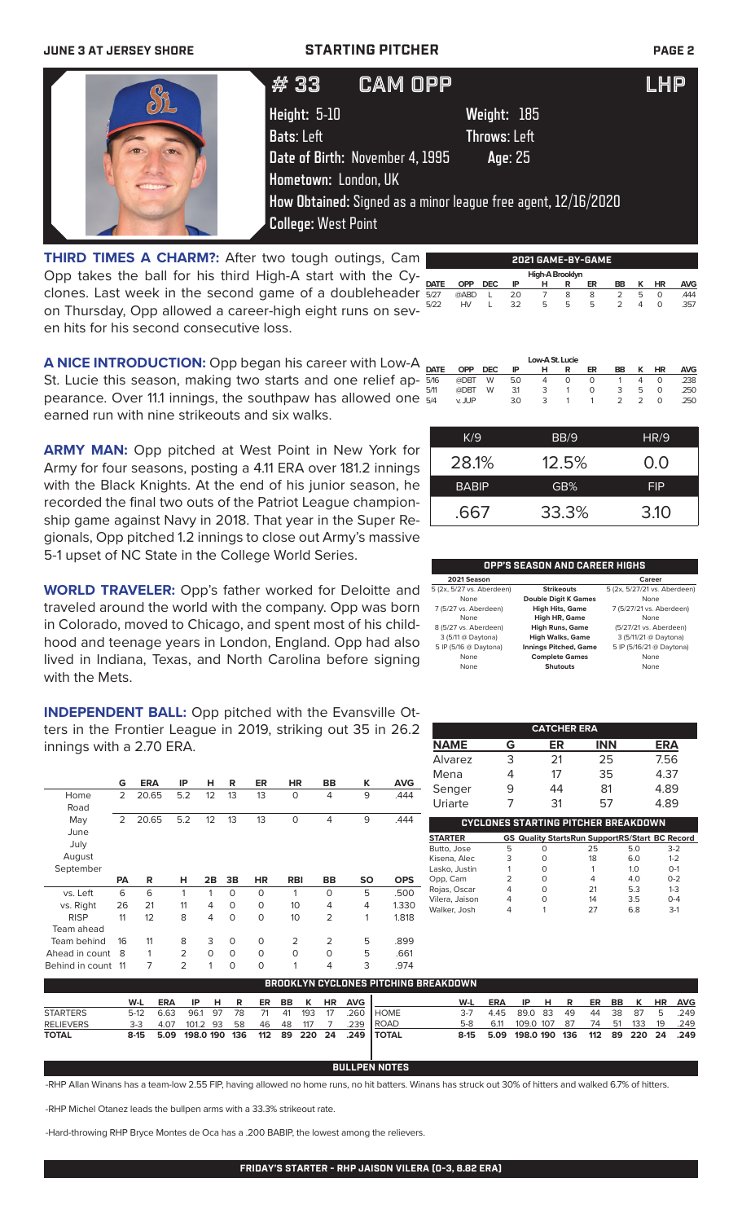**JUNE 3 AT JERSEY SHORE** **STARTING PITCHER**

# # 33 CAM OPP — LHP

**Height:** 5-10 **Weight:** 185
**Bats:** Left **Throws:** Left
**Date of Birth:** November 4, 1995 **Age:** 25
**Hometown:** London, UK
**How Obtained:** Signed as a minor league free agent, 12/16/2020
**College:** West Point

**THIRD TIMES A CHARM?:** After two tough outings, Cam Opp takes the ball for his third High-A start with the Cyclones. Last week in the second game of a doubleheader on Thursday, Opp allowed a career-high eight runs on seven hits for his second consecutive loss.

**A NICE INTRODUCTION:** Opp began his career with Low-A St. Lucie this season, making two starts and one relief appearance. Over 11.1 innings, the southpaw has allowed one earned run with nine strikeouts and six walks.

**ARMY MAN:** Opp pitched at West Point in New York for Army for four seasons, posting a 4.11 ERA over 181.2 innings with the Black Knights. At the end of his junior season, he recorded the final two outs of the Patriot League championship game against Navy in 2018. That year in the Super Regionals, Opp pitched 1.2 innings to close out Army's massive 5-1 upset of NC State in the College World Series.

**WORLD TRAVELER:** Opp's father worked for Deloitte and traveled around the world with the company. Opp was born in Colorado, moved to Chicago, and spent most of his childhood and teenage years in London, England. Opp had also lived in Indiana, Texas, and North Carolina before signing with the Mets.

**INDEPENDENT BALL:** Opp pitched with the Evansville Otters in the Frontier League in 2019, striking out 35 in 26.2 innings with a 2.70 ERA.

**2021 GAME-BY-GAME**

| DATE | OPP | DEC | IP | H | R | ER | BB | K | HR | AVG |
|---|---|---|---|---|---|---|---|---|---|---|
| **High-A Brooklyn** | | | | | | | | | | |
| 5/27 | @ABD | L | 2.0 | 7 | 8 | 8 | 2 | 5 | 0 | .444 |
| 5/22 | HV | L | 3.2 | 5 | 5 | 5 | 2 | 4 | 0 | .357 |
| **Low-A St. Lucie** | | | | | | | | | | |
| 5/16 | @DBT | W | 5.0 | 4 | 0 | 0 | 1 | 4 | 0 | .238 |
| 5/11 | @DBT | W | 3.1 | 3 | 1 | 0 | 3 | 5 | 0 | .250 |
| 5/4 | v. JUP | | 3.0 | 3 | 1 | 1 | 2 | 2 | 0 | .250 |

| K/9 | BB/9 | HR/9 |
|---|---|---|
| 28.1% | 12.5% | 0.0 |
| **BABIP** | **GB%** | **FIP** |
| .667 | 33.3% | 3.10 |

**OPP'S SEASON AND CAREER HIGHS**

| 2021 Season | | Career |
|---|---|---|
| 5 (2x, 5/27 vs. Aberdeen) | Strikeouts | 5 (2x, 5/27/21 vs. Aberdeen) |
| None | Double Digit K Games | None |
| 7 (5/27 vs. Aberdeen) | High Hits, Game | 7 (5/27/21 vs. Aberdeen) |
| None | High HR, Game | None |
| 8 (5/27 vs. Aberdeen) | High Runs, Game | (5/27/21 vs. Aberdeen) |
| 3 (5/11 @ Daytona) | High Walks, Game | 3 (5/11/21 @ Daytona) |
| 5 IP (5/16 @ Daytona) | Innings Pitched, Game | 5 IP (5/16/21 @ Daytona) |
| None | Complete Games | None |
| None | Shutouts | None |

**CATCHER ERA**

| NAME | G | ER | INN | ERA |
|---|---|---|---|---|
| Alvarez | 3 | 21 | 25 | 7.56 |
| Mena | 4 | 17 | 35 | 4.37 |
| Senger | 9 | 44 | 81 | 4.89 |
| Uriarte | 7 | 31 | 57 | 4.89 |

**CYCLONES STARTING PITCHER BREAKDOWN**

| STARTER | GS | Quality Starts | Run Support | RS/Start | BC Record |
|---|---|---|---|---|---|
| Butto, Jose | 5 | 0 | 25 | 5.0 | 3-2 |
| Kisena, Alec | 3 | 0 | 18 | 6.0 | 1-2 |
| Lasko, Justin | 1 | 0 | 1 | 1.0 | 0-1 |
| Opp, Cam | 2 | 0 | 4 | 4.0 | 0-2 |
| Rojas, Oscar | 4 | 0 | 21 | 5.3 | 1-3 |
| Vilera, Jaison | 4 | 0 | 14 | 3.5 | 0-4 |
| Walker, Josh | 4 | 1 | 27 | 6.8 | 3-1 |

| | G | ERA | IP | H | R | ER | HR | BB | K | AVG |
|---|---|---|---|---|---|---|---|---|---|---|
| Home | 2 | 20.65 | 5.2 | 12 | 13 | 13 | 0 | 4 | 9 | .444 |
| Road | | | | | | | | | | |
| May | 2 | 20.65 | 5.2 | 12 | 13 | 13 | 0 | 4 | 9 | .444 |
| June | | | | | | | | | | |
| July | | | | | | | | | | |
| August | | | | | | | | | | |
| September | | | | | | | | | | |

| | PA | R | H | 2B | 3B | HR | RBI | BB | SO | OPS |
|---|---|---|---|---|---|---|---|---|---|---|
| vs. Left | 6 | 6 | 1 | 1 | 0 | 0 | 1 | 0 | 5 | .500 |
| vs. Right | 26 | 21 | 11 | 4 | 0 | 0 | 10 | 4 | 4 | 1.330 |
| RISP | 11 | 12 | 8 | 4 | 0 | 0 | 10 | 2 | 1 | 1.818 |
| Team ahead | | | | | | | | | | |
| Team behind | 16 | 11 | 8 | 3 | 0 | 0 | 2 | 2 | 5 | .899 |
| Ahead in count | 8 | 1 | 2 | 0 | 0 | 0 | 0 | 0 | 5 | .661 |
| Behind in count | 11 | 7 | 2 | 1 | 0 | 0 | 1 | 4 | 3 | .974 |

**BROOKLYN CYCLONES PITCHING BREAKDOWN**

| | W-L | ERA | IP | H | R | ER | BB | K | HR | AVG |
|---|---|---|---|---|---|---|---|---|---|---|
| STARTERS | 5-12 | 6.63 | 96.1 | 97 | 78 | 71 | 41 | 193 | 17 | .260 |
| RELIEVERS | 3-3 | 4.07 | 101.2 | 93 | 58 | 46 | 48 | 117 | 7 | .239 |
| TOTAL | 8-15 | 5.09 | 198.0 | 190 | 136 | 112 | 89 | 220 | 24 | .249 |

| | W-L | ERA | IP | H | R | ER | BB | K | HR | AVG |
|---|---|---|---|---|---|---|---|---|---|---|
| HOME | 3-7 | 4.45 | 89.0 | 83 | 49 | 44 | 38 | 87 | 5 | .249 |
| ROAD | 5-8 | 6.11 | 109.0 | 107 | 87 | 74 | 51 | 133 | 19 | .249 |
| TOTAL | 8-15 | 5.09 | 198.0 | 190 | 136 | 112 | 89 | 220 | 24 | .249 |

**BULLPEN NOTES**

-RHP Allan Winans has a team-low 2.55 FIP, having allowed no home runs, no hit batters. Winans has struck out 30% of hitters and walked 6.7% of hitters.

-RHP Michel Otanez leads the bullpen arms with a 33.3% strikeout rate.

-Hard-throwing RHP Bryce Montes de Oca has a .200 BABIP, the lowest among the relievers.

**FRIDAY'S STARTER - RHP JAISON VILERA (0-3, 8.82 ERA)**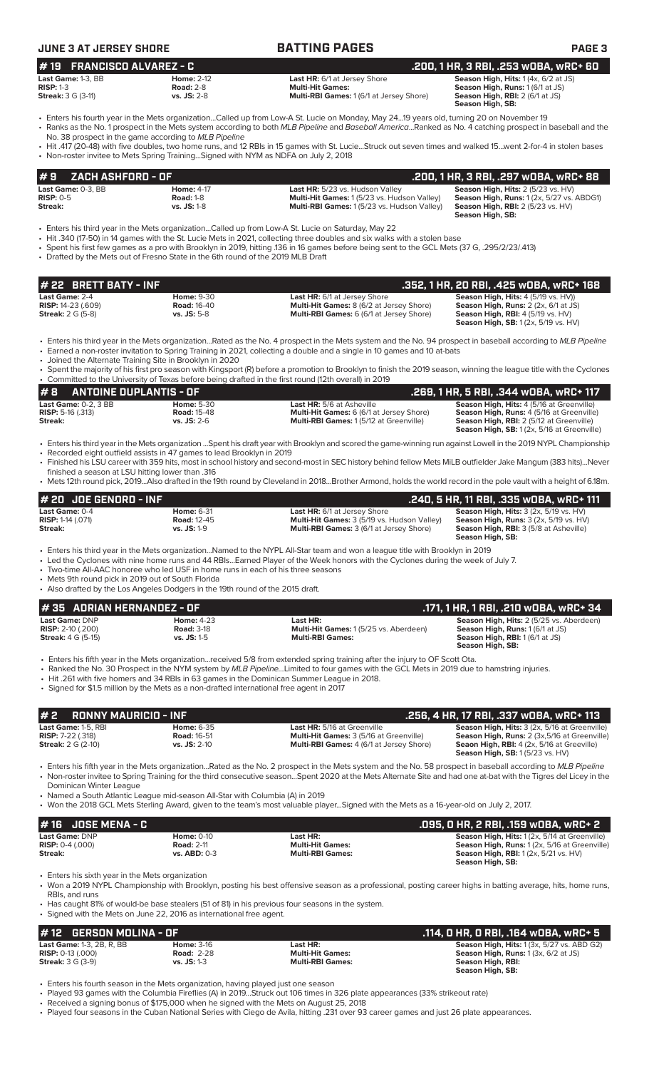## # 19 FRANCISCO ALVAREZ - C

**.200, 1 HR, 3 RBI, .253 wOBA, wRC+ 60**

| | | | |
|---|---|---|---|
| **Last Game:** 1-3, BB | **Home:** 2-12 | **Last HR:** 6/1 at Jersey Shore | **Season High, Hits:** 1 (4x, 6/2 at JS) |
| **RISP:** 1-3 | **Road:** 2-8 | **Multi-Hit Games:** | **Season High, Runs:** 1 (6/1 at JS) |
| **Streak:** 3 G (3-11) | **vs. JS:** 2-8 | **Multi-RBI Games:** 1 (6/1 at Jersey Shore) | **Season High, RBI:** 2 (6/1 at JS) |
| | | | **Season High, SB:** |

- Enters his fourth year in the Mets organization...Called up from Low-A St. Lucie on Monday, May 24...19 years old, turning 20 on November 19
- Ranks as the No. 1 prospect in the Mets system according to both *MLB Pipeline* and *Baseball America*...Ranked as No. 4 catching prospect in baseball and the No. 38 prospect in the game according to *MLB Pipeline*
- Hit .417 (20-48) with five doubles, two home runs, and 12 RBIs in 15 games with St. Lucie...Struck out seven times and walked 15...went 2-for-4 in stolen bases
- Non-roster invitee to Mets Spring Training...Signed with NYM as NDFA on July 2, 2018

## # 9 ZACH ASHFORD - OF

**.200, 1 HR, 3 RBI, .297 wOBA, wRC+ 88**

| | | | |
|---|---|---|---|
| **Last Game:** 0-3, BB | **Home:** 4-17 | **Last HR:** 5/23 vs. Hudson Valley | **Season High, Hits:** 2 (5/23 vs. HV) |
| **RISP:** 0-5 | **Road:** 1-8 | **Multi-Hit Games:** 1 (5/23 vs. Hudson Valley) | **Season High, Runs:** 1 (2x, 5/27 vs. ABDG1) |
| **Streak:** | **vs. JS:** 1-8 | **Multi-RBI Games:** 1 (5/23 vs. Hudson Valley) | **Season High, RBI:** 2 (5/23 vs. HV) |
| | | | **Season High, SB:** |

- Enters his third year in the Mets organization...Called up from Low-A St. Lucie on Saturday, May 22
- Hit .340 (17-50) in 14 games with the St. Lucie Mets in 2021, collecting three doubles and six walks with a stolen base
- Spent his first few games as a pro with Brooklyn in 2019, hitting .136 in 16 games before being sent to the GCL Mets (37 G, .295/2/23/.413)
- Drafted by the Mets out of Fresno State in the 6th round of the 2019 MLB Draft

## # 22 BRETT BATY - INF

**.352, 1 HR, 20 RBI, .425 wOBA, wRC+ 168**

| | | | |
|---|---|---|---|
| **Last Game:** 2-4 | **Home:** 9-30 | **Last HR:** 6/1 at Jersey Shore | **Season High, Hits:** 4 (5/19 vs. HV)) |
| **RISP:** 14-23 (.609) | **Road:** 16-40 | **Multi-Hit Games:** 8 (6/2 at Jersey Shore) | **Season High, Runs:** 2 (2x, 6/1 at JS) |
| **Streak:** 2 G (5-8) | **vs. JS:** 5-8 | **Multi-RBI Games:** 6 (6/1 at Jersey Shore) | **Season High, RBI:** 4 (5/19 vs. HV) |
| | | | **Season High, SB:** 1 (2x, 5/19 vs. HV) |

- Enters his third year in the Mets organization...Rated as the No. 4 prospect in the Mets system and the No. 94 prospect in baseball according to *MLB Pipeline*
- Earned a non-roster invitation to Spring Training in 2021, collecting a double and a single in 10 games and 10 at-bats
- Joined the Alternate Training Site in Brooklyn in 2020
- Spent the majority of his first pro season with Kingsport (R) before a promotion to Brooklyn to finish the 2019 season, winning the league title with the Cyclones
- Committed to the University of Texas before being drafted in the first round (12th overall) in 2019

## # 8 ANTOINE DUPLANTIS - OF

**.269, 1 HR, 5 RBI, .344 wOBA, wRC+ 117**

| | | | |
|---|---|---|---|
| **Last Game:** 0-2, 3 BB | **Home:** 5-30 | **Last HR:** 5/6 at Asheville | **Season High, Hits:** 4 (5/16 at Greenville) |
| **RISP:** 5-16 (.313) | **Road:** 15-48 | **Multi-Hit Games:** 6 (6/1 at Jersey Shore) | **Season High, Runs:** 4 (5/16 at Greenville) |
| **Streak:** | **vs. JS:** 2-6 | **Multi-RBI Games:** 1 (5/12 at Greenville) | **Season High, RBI:** 2 (5/12 at Greenville) |
| | | | **Season High, SB:** 1 (2x, 5/16 at Greenville) |

- Enters his third year in the Mets organization ...Spent his draft year with Brooklyn and scored the game-winning run against Lowell in the 2019 NYPL Championship
- Recorded eight outfield assists in 47 games to lead Brooklyn in 2019
- Finished his LSU career with 359 hits, most in school history and second-most in SEC history behind fellow Mets MiLB outfielder Jake Mangum (383 hits)...Never finished a season at LSU hitting lower than .316
- Mets 12th round pick, 2019...Also drafted in the 19th round by Cleveland in 2018...Brother Armond, holds the world record in the pole vault with a height of 6.18m.

## # 20 JOE GENORD - INF

**.240, 5 HR, 11 RBI, .335 wOBA, wRC+ 111**

| | | | |
|---|---|---|---|
| **Last Game:** 0-4 | **Home:** 6-31 | **Last HR:** 6/1 at Jersey Shore | **Season High, Hits:** 3 (2x, 5/19 vs. HV) |
| **RISP:** 1-14 (.071) | **Road:** 12-45 | **Multi-Hit Games:** 3 (5/19 vs. Hudson Valley) | **Season High, Runs:** 3 (2x, 5/19 vs. HV) |
| **Streak:** | **vs. JS:** 1-9 | **Multi-RBI Games:** 3 (6/1 at Jersey Shore) | **Season High, RBI:** 3 (5/8 at Asheville) |
| | | | **Season High, SB:** |

- Enters his third year in the Mets organization...Named to the NYPL All-Star team and won a league title with Brooklyn in 2019
- Led the Cyclones with nine home runs and 44 RBIs...Earned Player of the Week honors with the Cyclones during the week of July 7.
- Two-time All-AAC honoree who led USF in home runs in each of his three seasons
- Mets 9th round pick in 2019 out of South Florida
- Also drafted by the Los Angeles Dodgers in the 19th round of the 2015 draft.

## # 35 ADRIAN HERNANDEZ - OF

**.171, 1 HR, 1 RBI, .210 wOBA, wRC+ 34**

| | | | |
|---|---|---|---|
| **Last Game:** DNP | **Home:** 4-23 | **Last HR:** | **Season High, Hits:** 2 (5/25 vs. Aberdeen) |
| **RISP:** 2-10 (.200) | **Road:** 3-18 | **Multi-Hit Games:** 1 (5/25 vs. Aberdeen) | **Season High, Runs:** 1 (6/1 at JS) |
| **Streak:** 4 G (5-15) | **vs. JS:** 1-5 | **Multi-RBI Games:** | **Season High, RBI:** 1 (6/1 at JS) |
| | | | **Season High, SB:** |

- Enters his fifth year in the Mets organization...received 5/8 from extended spring training after the injury to OF Scott Ota.
- Ranked the No. 30 Prospect in the NYM system by *MLB Pipeline*...Limited to four games with the GCL Mets in 2019 due to hamstring injuries.
- Hit .261 with five homers and 34 RBIs in 63 games in the Dominican Summer League in 2018.
- Signed for $1.5 million by the Mets as a non-drafted international free agent in 2017

## # 2 RONNY MAURICIO - INF

**.256, 4 HR, 17 RBI, .337 wOBA, wRC+ 113**

| | | | |
|---|---|---|---|
| **Last Game:** 1-5, RBI | **Home:** 6-35 | **Last HR:** 5/16 at Greenville | **Season High, Hits:** 3 (2x, 5/16 at Greenville) |
| **RISP:** 7-22 (.318) | **Road:** 16-51 | **Multi-Hit Games:** 3 (5/16 at Greenville) | **Season High, Runs:** 2 (3x,5/16 at Greenville) |
| **Streak:** 2 G (2-10) | **vs. JS:** 2-10 | **Multi-RBI Games:** 4 (6/1 at Jersey Shore) | **Seaon High, RBI:** 4 (2x, 5/16 at Greeville) |
| | | | **Season High, SB:** 1 (5/23 vs. HV) |

- Enters his fifth year in the Mets organization...Rated as the No. 2 prospect in the Mets system and the No. 58 prospect in baseball according to *MLB Pipeline*
- Non-roster invitee to Spring Training for the third consecutive season...Spent 2020 at the Mets Alternate Site and had one at-bat with the Tigres del Licey in the Dominican Winter League
- Named a South Atlantic League mid-season All-Star with Columbia (A) in 2019
- Won the 2018 GCL Mets Sterling Award, given to the team's most valuable player...Signed with the Mets as a 16-year-old on July 2, 2017.

## # 16 JOSE MENA - C

**.095, 0 HR, 2 RBI, .159 wOBA, wRC+ 2**

| | | | |
|---|---|---|---|
| **Last Game:** DNP | **Home:** 0-10 | **Last HR:** | **Season High, Hits:** 1 (2x, 5/14 at Greenville) |
| **RISP:** 0-4 (.000) | **Road:** 2-11 | **Multi-Hit Games:** | **Season High, Runs:** 1 (2x, 5/16 at Greenville) |
| **Streak:** | **vs. ABD:** 0-3 | **Multi-RBI Games:** | **Season High, RBI:** 1 (2x, 5/21 vs. HV) |
| | | | **Season High, SB:** |

- Enters his sixth year in the Mets organization
- Won a 2019 NYPL Championship with Brooklyn, posting his best offensive season as a professional, posting career highs in batting average, hits, home runs, RBIs, and runs
- Has caught 81% of would-be base stealers (51 of 81) in his previous four seasons in the system.
- Signed with the Mets on June 22, 2016 as international free agent.

## # 12 GERSON MOLINA - OF

**.114, 0 HR, 0 RBI, .164 wOBA, wRC+ 5**

| | | | |
|---|---|---|---|
| **Last Game:** 1-3, 2B, R, BB | **Home:** 3-16 | **Last HR:** | **Season High, Hits:** 1 (3x, 5/27 vs. ABD G2) |
| **RISP:** 0-13 (.000) | **Road:** 2-28 | **Multi-Hit Games:** | **Season High, Runs:** 1 (3x, 6/2 at JS) |
| **Streak:** 3 G (3-9) | **vs. JS:** 1-3 | **Multi-RBI Games:** | **Season High, RBI:** |
| | | | **Season High, SB:** |

- Enters his fourth season in the Mets organization, having played just one season
- Played 93 games with the Columbia Fireflies (A) in 2019...Struck out 106 times in 326 plate appearances (33% strikeout rate)
- Received a signing bonus of $175,000 when he signed with the Mets on August 25, 2018
- Played four seasons in the Cuban National Series with Ciego de Avila, hitting .231 over 93 career games and just 26 plate appearances.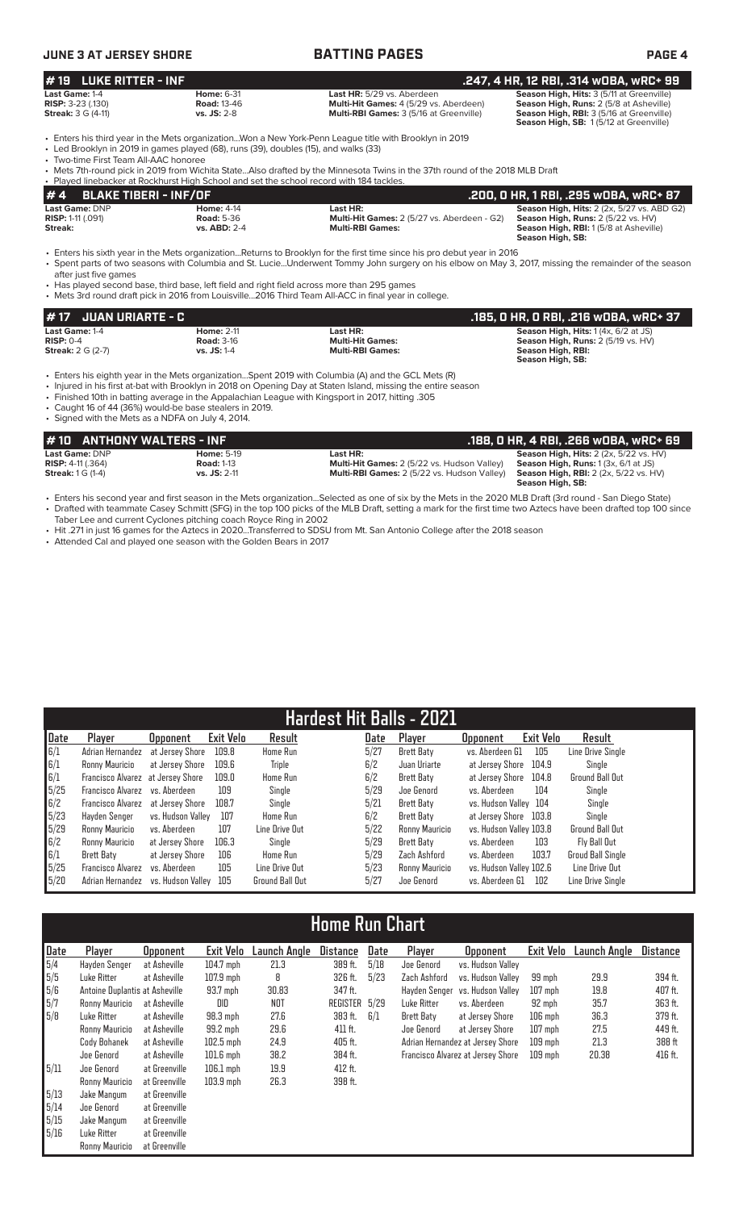## #19 LUKE RITTER - INF

**.247, 4 HR, 12 RBI, .314 wOBA, wRC+ 99**

| | | | |
|---|---|---|---|
| **Last Game:** 1-4 | **Home:** 6-31 | **Last HR:** 5/29 vs. Aberdeen | **Season High, Hits:** 3 (5/11 at Greenville) |
| **RISP:** 3-23 (.130) | **Road:** 13-46 | **Multi-Hit Games:** 4 (5/29 vs. Aberdeen) | **Season High, Runs:** 2 (5/8 at Asheville) |
| **Streak:** 3 G (4-11) | **vs. JS:** 2-8 | **Multi-RBI Games:** 3 (5/16 at Greenville) | **Season High, RBI:** 3 (5/16 at Greenville) |
| | | | **Season High, SB:** 1 (5/12 at Greenville) |

- Enters his third year in the Mets organization...Won a New York-Penn League title with Brooklyn in 2019
- Led Brooklyn in 2019 in games played (68), runs (39), doubles (15), and walks (33)
- Two-time First Team All-AAC honoree
- Mets 7th-round pick in 2019 from Wichita State...Also drafted by the Minnesota Twins in the 37th round of the 2018 MLB Draft
- Played linebacker at Rockhurst High School and set the school record with 184 tackles.

## #4 BLAKE TIBERI - INF/OF

**.200, 0 HR, 1 RBI, .295 wOBA, wRC+ 87**

| | | | |
|---|---|---|---|
| **Last Game:** DNP | **Home:** 4-14 | **Last HR:** | **Season High, Hits:** 2 (2x, 5/27 vs. ABD G2) |
| **RISP:** 1-11 (.091) | **Road:** 5-36 | **Multi-Hit Games:** 2 (5/27 vs. Aberdeen - G2) | **Season High, Runs:** 2 (5/22 vs. HV) |
| **Streak:** | **vs. ABD:** 2-4 | **Multi-RBI Games:** | **Season High, RBI:** 1 (5/8 at Asheville) |
| | | | **Season High, SB:** |

- Enters his sixth year in the Mets organization...Returns to Brooklyn for the first time since his pro debut year in 2016
- Spent parts of two seasons with Columbia and St. Lucie...Underwent Tommy John surgery on his elbow on May 3, 2017, missing the remainder of the season after just five games
- Has played second base, third base, left field and right field across more than 295 games
- Mets 3rd round draft pick in 2016 from Louisville...2016 Third Team All-ACC in final year in college.

## #17 JUAN URIARTE - C

**.185, 0 HR, 0 RBI, .216 wOBA, wRC+ 37**

| | | | |
|---|---|---|---|
| **Last Game:** 1-4 | **Home:** 2-11 | **Last HR:** | **Season High, Hits:** 1 (4x, 6/2 at JS) |
| **RISP:** 0-4 | **Road:** 3-16 | **Multi-Hit Games:** | **Season High, Runs:** 2 (5/19 vs. HV) |
| **Streak:** 2 G (2-7) | **vs. JS:** 1-4 | **Multi-RBI Games:** | **Season High, RBI:** |
| | | | **Season High, SB:** |

- Enters his eighth year in the Mets organization...Spent 2019 with Columbia (A) and the GCL Mets (R)
- Injured in his first at-bat with Brooklyn in 2018 on Opening Day at Staten Island, missing the entire season
- Finished 10th in batting average in the Appalachian League with Kingsport in 2017, hitting .305
- Caught 16 of 44 (36%) would-be base stealers in 2019.
- Signed with the Mets as a NDFA on July 4, 2014.

## #10 ANTHONY WALTERS - INF

**.188, 0 HR, 4 RBI, .266 wOBA, wRC+ 69**

| | | | |
|---|---|---|---|
| **Last Game:** DNP | **Home:** 5-19 | **Last HR:** | **Season High, Hits:** 2 (5/22 vs. HV) |
| **RISP:** 4-11 (.364) | **Road:** 1-13 | **Multi-Hit Games:** 2 (5/22 vs. Hudson Valley) | **Season High, Runs:** 1 (3x, 6/1 at JS) |
| **Streak:** 1 G (1-4) | **vs. JS:** 2-11 | **Multi-RBI Games:** 2 (5/22 vs. Hudson Valley) | **Season High, RBI:** 2 (2x, 5/22 vs. HV) |
| | | | **Season High, SB:** |

- Enters his second year and first season in the Mets organization...Selected as one of six by the Mets in the 2020 MLB Draft (3rd round - San Diego State)
- Drafted with teammate Casey Schmitt (SFG) in the top 100 picks of the MLB Draft, setting a mark for the first time two Aztecs have been drafted top 100 since Taber Lee and current Cyclones pitching coach Royce Ring in 2002
- Hit .271 in just 16 games for the Aztecs in 2020...Transferred to SDSU from Mt. San Antonio College after the 2018 season
- Attended Cal and played one season with the Golden Bears in 2017

## Hardest Hit Balls - 2021

| Date | Player | Opponent | Exit Velo | Result | Date | Player | Opponent | Exit Velo | Result |
|---|---|---|---|---|---|---|---|---|---|
| 6/1 | Adrian Hernandez | at Jersey Shore | 109.8 | Home Run | 5/27 | Brett Baty | vs. Aberdeen G1 | 105 | Line Drive Single |
| 6/1 | Ronny Mauricio | at Jersey Shore | 109.6 | Triple | 6/2 | Juan Uriarte | at Jersey Shore | 104.9 | Single |
| 6/1 | Francisco Alvarez | at Jersey Shore | 109.0 | Home Run | 6/2 | Brett Baty | at Jersey Shore | 104.8 | Ground Ball Out |
| 5/25 | Francisco Alvarez | vs. Aberdeen | 109 | Single | 5/29 | Joe Genord | vs. Aberdeen | 104 | Single |
| 6/2 | Francisco Alvarez | at Jersey Shore | 108.7 | Single | 5/21 | Brett Baty | vs. Hudson Valley | 104 | Single |
| 5/23 | Hayden Senger | vs. Hudson Valley | 107 | Home Run | 6/2 | Brett Baty | at Jersey Shore | 103.8 | Single |
| 5/29 | Ronny Mauricio | vs. Aberdeen | 107 | Line Drive Out | 5/22 | Ronny Mauricio | vs. Hudson Valley | 103.8 | Ground Ball Out |
| 6/2 | Ronny Mauricio | at Jersey Shore | 106.3 | Single | 5/29 | Brett Baty | vs. Aberdeen | 103 | Fly Ball Out |
| 6/1 | Brett Baty | at Jersey Shore | 106 | Home Run | 5/29 | Zach Ashford | vs. Aberdeen | 103.7 | Groud Ball Single |
| 5/25 | Francisco Alvarez | vs. Aberdeen | 105 | Line Drive Out | 5/23 | Ronny Mauricio | vs. Hudson Valley | 102.6 | Line Drive Out |
| 5/20 | Adrian Hernandez | vs. Hudson Valley | 105 | Ground Ball Out | 5/27 | Joe Genord | vs. Aberdeen G1 | 102 | Line Drive Single |

## Home Run Chart

| Date | Player | Opponent | Exit Velo | Launch Angle | Distance | Date | Player | Opponent | Exit Velo | Launch Angle | Distance |
|---|---|---|---|---|---|---|---|---|---|---|---|
| 5/4 | Hayden Senger | at Asheville | 104.7 mph | 21.3 | 389 ft. | 5/18 | Joe Genord | vs. Hudson Valley | | | |
| 5/5 | Luke Ritter | at Asheville | 107.9 mph | 8 | 326 ft. | 5/23 | Zach Ashford | vs. Hudson Valley | 99 mph | 29.9 | 394 ft. |
| 5/6 | Antoine Duplantis | at Asheville | 93.7 mph | 30.83 | 347 ft. | | Hayden Senger | vs. Hudson Valley | 107 mph | 19.8 | 407 ft. |
| 5/7 | Ronny Mauricio | at Asheville | DID | NOT | REGISTER | 5/29 | Luke Ritter | vs. Aberdeen | 92 mph | 35.7 | 363 ft. |
| 5/8 | Luke Ritter | at Asheville | 98.3 mph | 27.6 | 383 ft. | 6/1 | Brett Baty | at Jersey Shore | 106 mph | 36.3 | 379 ft. |
| | Ronny Mauricio | at Asheville | 99.2 mph | 29.6 | 411 ft. | | Joe Genord | at Jersey Shore | 107 mph | 27.5 | 449 ft. |
| | Cody Bohanek | at Asheville | 102.5 mph | 24.9 | 405 ft. | | Adrian Hernandez | at Jersey Shore | 109 mph | 21.3 | 388 ft |
| | Joe Genord | at Asheville | 101.6 mph | 38.2 | 384 ft. | | Francisco Alvarez | at Jersey Shore | 109 mph | 20.38 | 416 ft. |
| 5/11 | Joe Genord | at Greenville | 106.1 mph | 19.9 | 412 ft. | | | | | | |
| | Ronny Mauricio | at Greenville | 103.9 mph | 26.3 | 398 ft. | | | | | | |
| 5/13 | Jake Mangum | at Greenville | | | | | | | | | |
| 5/14 | Joe Genord | at Greenville | | | | | | | | | |
| 5/15 | Jake Mangum | at Greenville | | | | | | | | | |
| 5/16 | Luke Ritter | at Greenville | | | | | | | | | |
| | Ronny Mauricio | at Greenville | | | | | | | | | |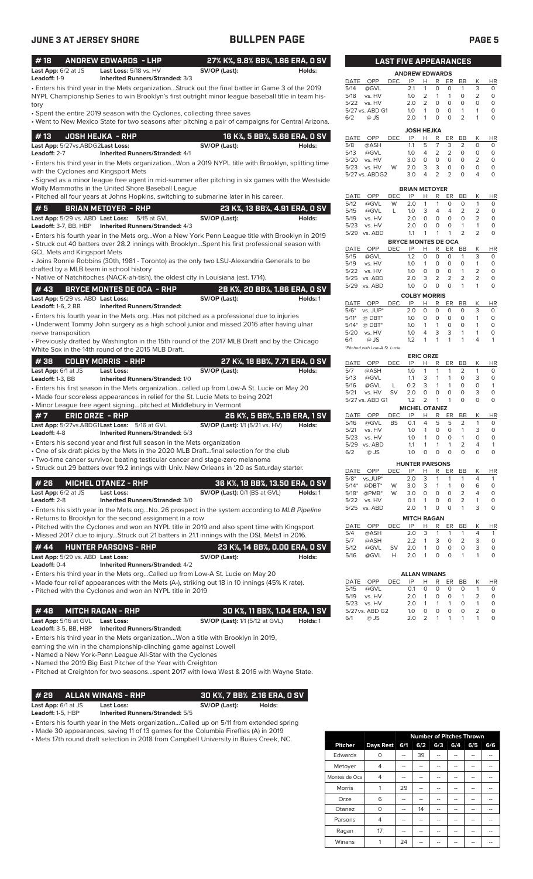## JUNE 3 AT JERSEY SHORE — BULLPEN PAGE

### #18 ANDREW EDWARDS - LHP — 27% K%, 9.8% BB%, 1.86 ERA, 0 SV

**Last App:** 6/2 at JS **Last Loss:** 5/18 vs. HV **SV/OP (Last):** **Holds:**
**Leadoff:** 1-9 **Inherited Runners/Stranded:** 3/3

- Enters his third year in the Mets organization...Struck out the final batter in Game 3 of the 2019 NYPL Championship Series to win Brooklyn's first outright minor league baseball title in team history
- Spent the entire 2019 season with the Cyclones, collecting three saves
- Went to New Mexico State for two seasons after pitching a pair of campaigns for Central Arizona.

### #13 JOSH HEJKA - RHP — 16 K%, 5 BB%, 5.68 ERA, 0 SV

**Last App:** 5/27vs.ABDG2 **Last Loss:** **SV/OP (Last):** **Holds:**
**Leadoff:** 2-7 **Inherited Runners/Stranded:** 4/1

- Enters his third year in the Mets organization...Won a 2019 NYPL title with Brooklyn, splitting time with the Cyclones and Kingsport Mets
- Signed as a minor league free agent in mid-summer after pitching in six games with the Westside Wolly Mammoths in the United Shore Baseball League
- Pitched all four years at Johns Hopkins, switching to submarine later in his career.

### #5 BRIAN METOYER - RHP — 23 K%, 13 BB%, 4.91 ERA, 0 SV

**Last App:** 5/29 vs. ABD **Last Loss:** 5/15 at GVL **SV/OP (Last):** **Holds:**
**Leadoff:** 3-7, BB, HBP **Inherited Runners/Stranded:** 4/3

- Enters his fourth year in the Mets org...Won a New York Penn League title with Brooklyn in 2019
- Struck out 40 batters over 28.2 innings with Brooklyn...Spent his first professional season with GCL Mets and Kingsport Mets
- Joins Ronnie Robbins (30th, 1981 - Toronto) as the only two LSU-Alexandria Generals to be drafted by a MLB team in school history
- Native of Natchitoches (NACK-ah-tish), the oldest city in Louisiana (est. 1714).

### #43 BRYCE MONTES DE OCA - RHP — 28 K%, 20 BB%, 1.86 ERA, 0 SV

**Last App:** 5/29 vs. ABD **Last Loss:** **SV/OP (Last):** **Holds:** 1
**Leadoff:** 1-6, 2 BB **Inherited Runners/Stranded:**

- Enters his fourth year in the Mets org...Has not pitched as a professional due to injuries
- Underwent Tommy John surgery as a high school junior and missed 2016 after having ulnar nerve transposition
- Previously drafted by Washington in the 15th round of the 2017 MLB Draft and by the Chicago White Sox in the 14th round of the 2015 MLB Draft.

### #38 COLBY MORRIS - RHP — 27 K%, 18 BB%, 7.71 ERA, 0 SV

**Last App:** 6/1 at JS **Last Loss:** **SV/OP (Last):** **Holds:**
**Leadoff:** 1-3, BB **Inherited Runners/Stranded:** 1/0

- Enters his first season in the Mets organization...called up from Low-A St. Lucie on May 20
- Made four scoreless appearances in relief for the St. Lucie Mets to being 2021
- Minor League free agent signing...pitched at Middlebury in Vermont

### #7 ERIC ORZE - RHP — 26 K%, 5 BB%, 5.19 ERA, 1 SV

**Last App:** 5/27vs.ABDG1 **Last Loss:** 5/16 at GVL **SV/OP (Last):** 1/1 (5/21 vs. HV) **Holds:**
**Leadoff:** 4-8 **Inherited Runners/Stranded:** 6/3

- Enters his second year and first full season in the Mets organization
- One of six draft picks by the Mets in the 2020 MLB Draft...final selection for the club
- Two-time cancer survivor, beating testicular cancer and stage-zero melanoma
- Struck out 29 batters over 19.2 innings with Univ. New Orleans in '20 as Saturday starter.

### #26 MICHEL OTANEZ - RHP — 36 K%, 18 BB%, 13.50 ERA, 0 SV

**Last App:** 6/2 at JS **Last Loss:** **SV/OP (Last):** 0/1 (BS at GVL) **Holds:** 1
**Leadoff:** 2-8 **Inherited Runners/Stranded:** 3/0

- Enters his sixth year in the Mets org...No. 26 prospect in the system according to *MLB Pipeline*
- Returns to Brooklyn for the second assignment in a row
- Pitched with the Cyclones and won an NYPL title in 2019 and also spent time with Kingsport
- Missed 2017 due to injury...Struck out 21 batters in 21.1 innings with the DSL Mets1 in 2016.

### #44 HUNTER PARSONS - RHP — 23 K%, 14 BB%, 0.00 ERA, 0 SV

**Last App:** 5/29 vs. ABD **Last Loss:** **SV/OP (Last):** **Holds:**
**Leadoff:** 0-4 **Inherited Runners/Stranded:** 4/2

- Enters his third year in the Mets org...Called up from Low-A St. Lucie on May 20
- Made four relief appearances with the Mets (A-), striking out 18 in 10 innings (45% K rate).
- Pitched with the Cyclones and won an NYPL title in 2019

### #48 MITCH RAGAN - RHP — 30 K%, 11 BB%, 1.04 ERA, 1 SV

**Last App:** 5/16 at GVL **Last Loss:** **SV/OP (Last):** 1/1 (5/12 at GVL) **Holds:** 1
**Leadoff:** 3-5, BB, HBP **Inherited Runners/Stranded:**

- Enters his third year in the Mets organization...Won a title with Brooklyn in 2019, earning the win in the championship-clinching game against Lowell
- Named a New York-Penn League All-Star with the Cyclones
- Named the 2019 Big East Pitcher of the Year with Creighton
- Pitched at Creighton for two seasons...spent 2017 with Iowa West & 2016 with Wayne State.

### #29 ALLAN WINANS - RHP — 30 K%, 7 BB% 2.16 ERA, 0 SV

**Last App:** 6/1 at JS **Last Loss:** **SV/OP (Last):** **Holds:**
**Leadoff:** 1-5, HBP **Inherited Runners/Stranded:** 5/5

- Enters his fourth year in the Mets organization...Called up on 5/11 from extended spring
- Made 30 appearances, saving 11 of 13 games for the Columbia Fireflies (A) in 2019
- Mets 17th round draft selection in 2018 from Campbell University in Buies Creek, NC.

## LAST FIVE APPEARANCES

**ANDREW EDWARDS**

| DATE | OPP | DEC | IP | H | R | ER | BB | K | HR |
|---|---|---|---|---|---|---|---|---|---|
| 5/14 | @GVL | | 2.1 | 1 | 0 | 0 | 1 | 3 | 0 |
| 5/18 | vs. HV | | 1.0 | 2 | 1 | 1 | 0 | 2 | 0 |
| 5/22 | vs. HV | | 2.0 | 2 | 0 | 0 | 0 | 0 | 0 |
| 5/27 | vs. ABD G1 | | 1.0 | 1 | 0 | 0 | 1 | 1 | 0 |
| 6/2 | @ JS | | 2.0 | 1 | 0 | 0 | 2 | 1 | 0 |

**JOSH HEJKA**

| DATE | OPP | DEC | IP | H | R | ER | BB | K | HR |
|---|---|---|---|---|---|---|---|---|---|
| 5/8 | @ASH | | 1.1 | 5 | 7 | 3 | 2 | 0 | 0 |
| 5/13 | @GVL | | 1.0 | 4 | 2 | 2 | 0 | 0 | 0 |
| 5/20 | vs. HV | | 3.0 | 0 | 0 | 0 | 0 | 2 | 0 |
| 5/23 | vs. HV | W | 2.0 | 3 | 3 | 0 | 0 | 0 | 0 |
| 5/27 | vs. ABDG2 | | 3.0 | 4 | 2 | 2 | 0 | 4 | 0 |

**BRIAN METOYER**

| DATE | OPP | DEC | IP | H | R | ER | BB | K | HR |
|---|---|---|---|---|---|---|---|---|---|
| 5/12 | @GVL | W | 2.0 | 1 | 1 | 0 | 0 | 1 | 0 |
| 5/15 | @GVL | L | 1.0 | 3 | 4 | 4 | 2 | 2 | 0 |
| 5/19 | vs. HV | | 2.0 | 0 | 0 | 0 | 0 | 2 | 0 |
| 5/23 | vs. HV | | 2.0 | 0 | 0 | 0 | 1 | 1 | 0 |
| 5/29 | vs. ABD | | 1.1 | 1 | 1 | 1 | 2 | 2 | 0 |

**BRYCE MONTES DE OCA**

| DATE | OPP | DEC | IP | H | R | ER | BB | K | HR |
|---|---|---|---|---|---|---|---|---|---|
| 5/15 | @GVL | | 1.2 | 0 | 0 | 0 | 1 | 3 | 0 |
| 5/19 | vs. HV | | 1.0 | 1 | 0 | 0 | 0 | 1 | 0 |
| 5/22 | vs. HV | | 1.0 | 0 | 0 | 0 | 1 | 2 | 0 |
| 5/25 | vs. ABD | | 2.0 | 3 | 2 | 2 | 2 | 2 | 0 |
| 5/29 | vs. ABD | | 1.0 | 0 | 0 | 0 | 1 | 1 | 0 |

**COLBY MORRIS**

| DATE | OPP | DEC | IP | H | R | ER | BB | K | HR |
|---|---|---|---|---|---|---|---|---|---|
| 5/6* | vs. JUP* | | 2.0 | 0 | 0 | 0 | 0 | 3 | 0 |
| 5/11* | @ DBT* | | 1.0 | 0 | 0 | 0 | 0 | 1 | 0 |
| 5/14* | @ DBT* | | 1.0 | 1 | 1 | 0 | 0 | 1 | 0 |
| 5/20 | vs. HV | | 1.0 | 4 | 3 | 3 | 1 | 1 | 0 |
| 6/1 | @ JS | | 1.2 | 1 | 1 | 1 | 1 | 4 | 1 |

*Pitched with Low-A St. Lucie

**ERIC ORZE**

| DATE | OPP | DEC | IP | H | R | ER | BB | K | HR |
|---|---|---|---|---|---|---|---|---|---|
| 5/7 | @ASH | | 1.0 | 1 | 1 | 1 | 2 | 1 | 0 |
| 5/13 | @GVL | | 1.1 | 3 | 1 | 1 | 0 | 3 | 0 |
| 5/16 | @GVL | L | 0.2 | 3 | 1 | 1 | 0 | 0 | 1 |
| 5/21 | vs. HV | SV | 2.0 | 0 | 0 | 0 | 0 | 3 | 0 |
| 5/27 | vs. ABD G1 | | 1.2 | 2 | 1 | 1 | 0 | 0 | 0 |

**MICHEL OTANEZ**

| DATE | OPP | DEC | IP | H | R | ER | BB | K | HR |
|---|---|---|---|---|---|---|---|---|---|
| 5/16 | @GVL | BS | 0.1 | 4 | 5 | 5 | 2 | 1 | 0 |
| 5/21 | vs. HV | | 1.0 | 1 | 0 | 0 | 1 | 3 | 0 |
| 5/23 | vs. HV | | 1.0 | 1 | 0 | 0 | 1 | 0 | 0 |
| 5/29 | vs. ABD | | 1.1 | 1 | 1 | 1 | 2 | 4 | 1 |
| 6/2 | @ JS | | 1.0 | 0 | 0 | 0 | 0 | 0 | 0 |

**HUNTER PARSONS**

| DATE | OPP | DEC | IP | H | R | ER | BB | K | HR |
|---|---|---|---|---|---|---|---|---|---|
| 5/8* | vs.JUP* | | 2.0 | 3 | 1 | 1 | 1 | 4 | 1 |
| 5/14* | @DBT* | W | 3.0 | 3 | 1 | 1 | 0 | 6 | 0 |
| 5/18* | @PMB* | W | 3.0 | 0 | 0 | 0 | 2 | 4 | 0 |
| 5/22 | vs. HV | | 0.1 | 1 | 0 | 0 | 2 | 1 | 0 |
| 5/25 | vs. ABD | | 2.0 | 1 | 0 | 0 | 1 | 3 | 0 |

**MITCH RAGAN**

| DATE | OPP | DEC | IP | H | R | ER | BB | K | HR |
|---|---|---|---|---|---|---|---|---|---|
| 5/4 | @ASH | | 2.0 | 3 | 1 | 1 | 1 | 4 | 1 |
| 5/7 | @ASH | | 2.2 | 1 | 3 | 0 | 2 | 3 | 0 |
| 5/12 | @GVL | SV | 2.0 | 1 | 0 | 0 | 0 | 3 | 0 |
| 5/16 | @GVL | H | 2.0 | 1 | 0 | 0 | 1 | 1 | 0 |

**ALLAN WINANS**

| DATE | OPP | DEC | IP | H | R | ER | BB | K | HR |
|---|---|---|---|---|---|---|---|---|---|
| 5/15 | @GVL | | 0.1 | 0 | 0 | 0 | 0 | 1 | 0 |
| 5/19 | vs. HV | | 2.0 | 1 | 0 | 0 | 1 | 2 | 0 |
| 5/23 | vs. HV | | 2.0 | 1 | 1 | 1 | 0 | 1 | 0 |
| 5/27 | vs. ABD G2 | | 1.0 | 0 | 0 | 0 | 0 | 2 | 0 |
| 6/1 | @ JS | | 2.0 | 2 | 1 | 1 | 1 | 1 | 0 |

| Pitcher | Days Rest | Number of Pitches Thrown 6/1 | 6/2 | 6/3 | 6/4 | 6/5 | 6/6 |
|---|---|---|---|---|---|---|---|
| Edwards | 0 | -- | 39 | -- | -- | -- | -- |
| Metoyer | 4 | -- | -- | -- | -- | -- | -- |
| Montes de Oca | 4 | -- | -- | -- | -- | -- | -- |
| Morris | 1 | 29 | -- | -- | -- | -- | -- |
| Orze | 6 | -- | -- | -- | -- | -- | -- |
| Otanez | 0 | -- | 14 | -- | -- | -- | -- |
| Parsons | 4 | -- | -- | -- | -- | -- | -- |
| Ragan | 17 | -- | -- | -- | -- | -- | -- |
| Winans | 1 | 24 | -- | -- | -- | -- | -- |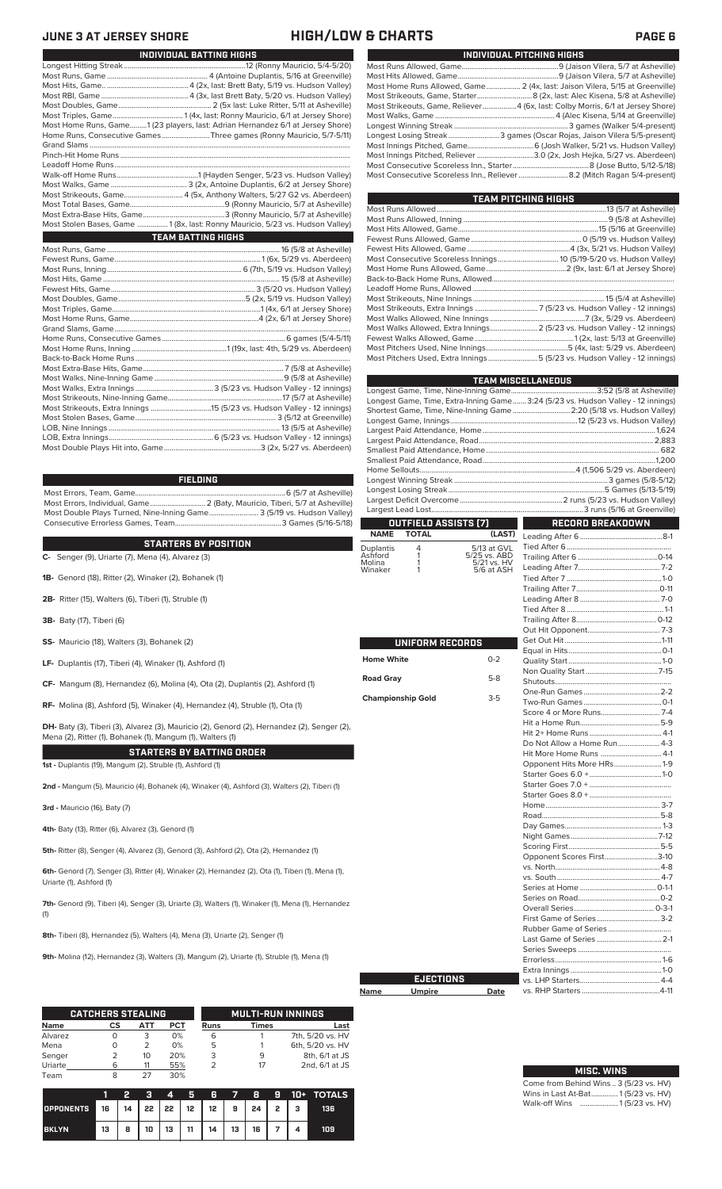## JUNE 3 AT JERSEY SHORE — HIGH/LOW & CHARTS

### INDIVIDUAL BATTING HIGHS

| | |
|---|---|
| Longest Hitting Streak | 12 (Ronny Mauricio, 5/4-5/20) |
| Most Runs, Game | 4 (Antoine Duplantis, 5/16 at Greenville) |
| Most Hits, Game | 4 (2x, last: Brett Baty, 5/19 vs. Hudson Valley) |
| Most RBI, Game | 4 (3x, last Brett Baty, 5/20 vs. Hudson Valley) |
| Most Doubles, Game | 2 (5x last: Luke Ritter, 5/11 at Asheville) |
| Most Triples, Game | 1 (4x, last: Ronny Mauricio, 6/1 at Jersey Shore) |
| Most Home Runs, Game | 1 (23 players, last: Adrian Hernandez 6/1 at Jersey Shore) |
| Home Runs, Consecutive Games | Three games (Ronny Mauricio, 5/7-5/11) |
| Grand Slams | |
| Pinch-Hit Home Runs | |
| Leadoff Home Runs | |
| Walk-off Home Runs | 1 (Hayden Senger, 5/23 vs. Hudson Valley) |
| Most Walks, Game | 3 (2x, Antoine Duplantis, 6/2 at Jersey Shore) |
| Most Strikeouts, Game | 4 (5x, Anthony Walters, 5/27 G2 vs. Aberdeen) |
| Most Total Bases, Game | 9 (Ronny Mauricio, 5/7 at Asheville) |
| Most Extra-Base Hits, Game | 3 (Ronny Mauricio, 5/7 at Asheville) |
| Most Stolen Bases, Game | 1 (8x, last: Ronny Mauricio, 5/23 vs. Hudson Valley) |

### TEAM BATTING HIGHS

| | |
|---|---|
| Most Runs, Game | 16 (5/8 at Asheville) |
| Fewest Runs, Game | 1 (6x, 5/29 vs. Aberdeen) |
| Most Runs, Inning | 6 (7th, 5/19 vs. Hudson Valley) |
| Most Hits, Game | 15 (5/8 at Asheville) |
| Fewest Hits, Game | 3 (5/20 vs. Hudson Valley) |
| Most Doubles, Game | 5 (2x, 5/19 vs. Hudson Valley) |
| Most Triples, Game | 1 (4x, 6/1 at Jersey Shore) |
| Most Home Runs, Game | 4 (2x, 6/1 at Jersey Shore) |
| Grand Slams, Game | |
| Home Runs, Consecutive Games | 6 games (5/4-5/11) |
| Most Home Runs, Inning | 1 (19x, last: 4th, 5/29 vs. Aberdeen) |
| Back-to-Back Home Runs | |
| Most Extra-Base Hits, Game | 7 (5/8 at Asheville) |
| Most Walks, Nine-Inning Game | 9 (5/8 at Asheville) |
| Most Walks, Extra Innings | 3 (5/23 vs. Hudson Valley - 12 innings) |
| Most Strikeouts, Nine-Inning Game | 17 (5/7 at Asheville) |
| Most Strikeouts, Extra Innings | 15 (5/23 vs. Hudson Valley - 12 innings) |
| Most Stolen Bases, Game | 3 (5/12 at Greenville) |
| LOB, Nine Innings | 13 (5/5 at Asheville) |
| LOB, Extra Innings | 6 (5/23 vs. Hudson Valley - 12 innings) |
| Most Double Plays Hit into, Game | 3 (2x, 5/27 vs. Aberdeen) |

### FIELDING

| | |
|---|---|
| Most Errors, Team, Game | 6 (5/7 at Asheville) |
| Most Errors, Individual, Game | 2 (Baty, Mauricio, Tiberi, 5/7 at Asheville) |
| Most Double Plays Turned, Nine-Inning Game | 3 (5/19 vs. Hudson Valley) |
| Consecutive Errorless Games, Team | 3 Games (5/16-5/18) |

### STARTERS BY POSITION

**C-** Senger (9), Uriarte (7), Mena (4), Alvarez (3)

**1B-** Genord (18), Ritter (2), Winaker (2), Bohanek (1)

**2B-** Ritter (15), Walters (6), Tiberi (1), Struble (1)

**3B-** Baty (17), Tiberi (6)

**SS-** Mauricio (18), Walters (3), Bohanek (2)

**LF-** Duplantis (17), Tiberi (4), Winaker (1), Ashford (1)

**CF-** Mangum (8), Hernandez (6), Molina (4), Ota (2), Duplantis (2), Ashford (1)

**RF-** Molina (8), Ashford (5), Winaker (4), Hernandez (4), Struble (1), Ota (1)

**DH-** Baty (3), Tiberi (3), Alvarez (3), Mauricio (2), Genord (2), Hernandez (2), Senger (2), Mena (2), Ritter (1), Bohanek (1), Mangum (1), Walters (1)

### STARTERS BY BATTING ORDER

**1st -** Duplantis (19), Mangum (2), Struble (1), Ashford (1)

**2nd -** Mangum (5), Mauricio (4), Bohanek (4), Winaker (4), Ashford (3), Walters (2), Tiberi (1)

**3rd -** Mauricio (16), Baty (7)

**4th-** Baty (13), Ritter (6), Alvarez (3), Genord (1)

**5th-** Ritter (8), Senger (4), Alvarez (3), Genord (3), Ashford (2), Ota (2), Hernandez (1)

**6th-** Genord (7), Senger (3), Ritter (4), Winaker (2), Hernandez (2), Ota (1), Tiberi (1), Mena (1), Uriarte (1), Ashford (1)

**7th-** Genord (9), Tiberi (4), Senger (3), Uriarte (3), Walters (1), Winaker (1), Mena (1), Hernandez (1)

**8th-** Tiberi (8), Hernandez (5), Walters (4), Mena (3), Uriarte (2), Senger (1)

**9th-** Molina (12), Hernandez (3), Walters (3), Mangum (2), Uriarte (2), Struble (1), Mena (1)

### CATCHERS STEALING

| Name | CS | ATT | PCT |
|---|---|---|---|
| Alvarez | 0 | 3 | 0% |
| Mena | 0 | 2 | 0% |
| Senger | 2 | 10 | 20% |
| Uriarte | 6 | 11 | 55% |
| Team | 8 | 27 | 30% |

### MULTI-RUN INNINGS

| Runs | Times | Last |
|---|---|---|
| 6 | 1 | 7th, 5/20 vs. HV |
| 5 | 1 | 6th, 5/20 vs. HV |
| 3 | 9 | 8th, 6/1 at JS |
| 2 | 17 | 2nd, 6/1 at JS |

| | 1 | 2 | 3 | 4 | 5 | 6 | 7 | 8 | 9 | 10+ | TOTALS |
|---|---|---|---|---|---|---|---|---|---|---|---|
| OPPONENTS | 16 | 14 | 22 | 22 | 12 | 12 | 9 | 24 | 2 | 3 | 136 |
| BKLYN | 13 | 8 | 10 | 13 | 11 | 14 | 13 | 16 | 7 | 4 | 109 |

### INDIVIDUAL PITCHING HIGHS

| | |
|---|---|
| Most Runs Allowed, Game | 9 (Jaison Vilera, 5/7 at Asheville) |
| Most Hits Allowed, Game | 9 (Jaison Vilera, 5/7 at Asheville) |
| Most Home Runs Allowed, Game | 2 (4x, last: Jaison Vilera, 5/15 at Greenville) |
| Most Strikeouts, Game, Starter | 8 (2x, last: Alec Kisena, 5/8 at Asheville) |
| Most Strikeouts, Game, Reliever | 4 (6x, last: Colby Morris, 6/1 at Jersey Shore) |
| Most Walks, Game | 4 (Alec Kisena, 5/14 at Greenville) |
| Longest Winning Streak | 3 games (Walker 5/4-present) |
| Longest Losing Streak | 3 games (Oscar Rojas, Jaison Vilera 5/5-present) |
| Most Innings Pitched, Game | 6 (Josh Walker, 5/21 vs. Hudson Valley) |
| Most Innings Pitched, Reliever | 3.0 (2x, Josh Hejka, 5/27 vs. Aberdeen) |
| Most Consecutive Scoreless Inn., Starter | 8 (Jose Butto, 5/12-5/18) |
| Most Consecutive Scoreless Inn., Reliever | 8.2 (Mitch Ragan 5/4-present) |

### TEAM PITCHING HIGHS

| | |
|---|---|
| Most Runs Allowed | 13 (5/7 at Asheville) |
| Most Runs Allowed, Inning | 9 (5/8 at Asheville) |
| Most Hits Allowed, Game | 15 (5/16 at Greenville) |
| Fewest Runs Allowed, Game | 0 (5/19 vs. Hudson Valley) |
| Fewest Hits Allowed, Game | 4 (3x, 5/21 vs. Hudson Valley) |
| Most Consecutive Scoreless Innings | 10 (5/19-5/20 vs. Hudson Valley) |
| Most Home Runs Allowed, Game | 2 (9x, last: 6/1 at Jersey Shore) |
| Back-to-Back Home Runs, Allowed | |
| Leadoff Home Runs, Allowed | |
| Most Strikeouts, Nine Innings | 15 (5/4 at Asheville) |
| Most Strikeouts, Extra Innings | 7 (5/23 vs. Hudson Valley - 12 innings) |
| Most Walks Allowed, Nine Innings | 7 (3x, 5/29 vs. Aberdeen) |
| Most Walks Allowed, Extra Innings | 2 (5/23 vs. Hudson Valley - 12 innings) |
| Fewest Walks Allowed, Game | 1 (2x, last: 5/13 at Greenville) |
| Most Pitchers Used, Nine Innings | 5 (4x, last: 5/29 vs. Aberdeen) |
| Most Pitchers Used, Extra Innings | 5 (5/23 vs. Hudson Valley - 12 innings) |

### TEAM MISCELLANEOUS

| | |
|---|---|
| Longest Game, Time, Nine-Inning Game | 3:52 (5/8 at Asheville) |
| Longest Game, Time, Extra-Inning Game | 3:24 (5/23 vs. Hudson Valley - 12 innings) |
| Shortest Game, Time, Nine-Inning Game | 2:20 (5/18 vs. Hudson Valley) |
| Longest Game, Innings | 12 (5/23 vs. Hudson Valley) |
| Largest Paid Attendance, Home | 1,624 |
| Largest Paid Attendance, Road | 2,883 |
| Smallest Paid Attendance, Home | 682 |
| Smallest Paid Attendance, Road | 1,200 |
| Home Sellouts | 4 (1,506 5/29 vs. Aberdeen) |
| Longest Winning Streak | 3 games (5/8-5/12) |
| Longest Losing Streak | 5 Games (5/13-5/19) |
| Largest Deficit Overcome | 2 runs (5/23 vs. Hudson Valley) |
| Largest Lead Lost | 3 runs (5/16 at Greenville) |

### OUTFIELD ASSISTS (7)

| NAME | TOTAL | (LAST) |
|---|---|---|
| Duplantis | 4 | 5/13 at GVL |
| Ashford | 1 | 5/25 vs. ABD |
| Molina | 1 | 5/21 vs. HV |
| Winaker | 1 | 5/6 at ASH |

### UNIFORM RECORDS

| | |
|---|---|
| Home White | 0-2 |
| Road Gray | 5-8 |
| Championship Gold | 3-5 |

### EJECTIONS

| Name | Umpire | Date |
|---|---|---|

### RECORD BREAKDOWN

| | |
|---|---|
| Leading After 6 | 8-1 |
| Tied After 6 | |
| Trailing After 6 | 0-14 |
| Leading After 7 | 7-2 |
| Tied After 7 | 1-0 |
| Trailing After 7 | 0-11 |
| Leading After 8 | 7-0 |
| Tied After 8 | 1-1 |
| Trailing After 8 | 0-12 |
| Out Hit Opponent | 7-3 |
| Get Out Hit | 1-11 |
| Equal in Hits | 0-1 |
| Quality Start | 1-0 |
| Non Quality Start | 7-15 |
| Shutouts | |
| One-Run Games | 2-2 |
| Two-Run Games | 0-1 |
| Score 4 or More Runs | 7-4 |
| Hit a Home Run | 5-9 |
| Hit 2+ Home Runs | 4-1 |
| Do Not Allow a Home Run | 4-3 |
| Hit More Home Runs | 4-1 |
| Opponent Hits More HRs | 1-9 |
| Starter Goes 6.0 + | 1-0 |
| Starter Goes 7.0 + | |
| Starter Goes 8.0 + | |
| Home | 3-7 |
| Road | 5-8 |
| Day Games | 1-3 |
| Night Games | 7-12 |
| Scoring First | 5-5 |
| Opponent Scores First | 3-10 |
| vs. North | 4-8 |
| vs. South | 4-7 |
| Series at Home | 0-1-1 |
| Series on Road | 0-2 |
| Overall Series | 0-3-1 |
| First Game of Series | 3-2 |
| Rubber Game of Series | |
| Last Game of Series | 2-1 |
| Series Sweeps | |
| Errorless | 1-6 |
| Extra Innings | 1-0 |
| vs. LHP Starters | 4-4 |
| vs. RHP Starters | 4-11 |

### MISC. WINS

| | |
|---|---|
| Come from Behind Wins | 3 (5/23 vs. HV) |
| Wins in Last At-Bat | 1 (5/23 vs. HV) |
| Walk-off Wins | 1 (5/23 vs. HV) |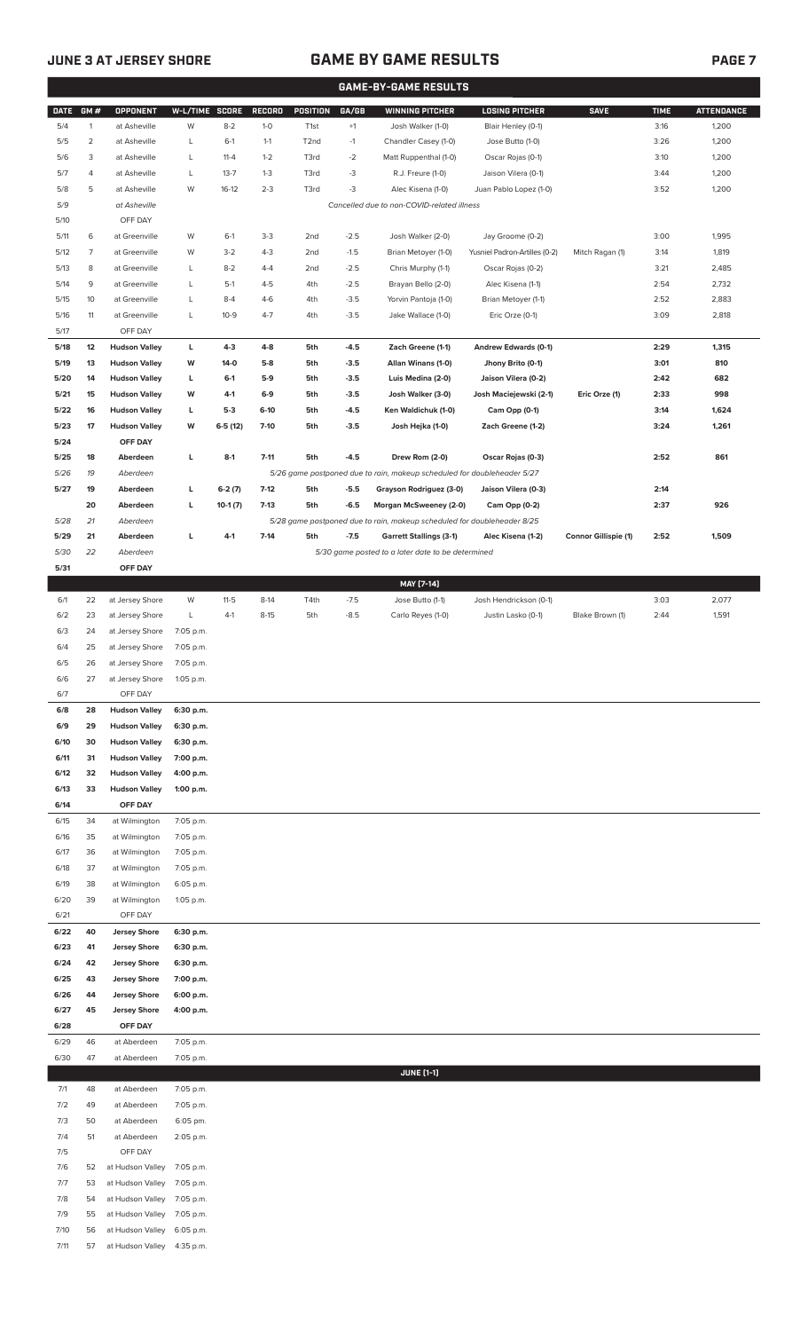## GAME BY GAME RESULTS

| DATE | GM # | OPPONENT | W-L/TIME | SCORE | RECORD | POSITION | GA/GB | WINNING PITCHER | LOSING PITCHER | SAVE | TIME | ATTENDANCE |
|---|---|---|---|---|---|---|---|---|---|---|---|---|
| 5/4 | 1 | at Asheville | W | 8-2 | 1-0 | T1st | +1 | Josh Walker (1-0) | Blair Henley (0-1) | | 3:16 | 1,200 |
| 5/5 | 2 | at Asheville | L | 6-1 | 1-1 | T2nd | -1 | Chandler Casey (1-0) | Jose Butto (1-0) | | 3:26 | 1,200 |
| 5/6 | 3 | at Asheville | L | 11-4 | 1-2 | T3rd | -2 | Matt Ruppenthal (1-0) | Oscar Rojas (0-1) | | 3:10 | 1,200 |
| 5/7 | 4 | at Asheville | L | 13-7 | 1-3 | T3rd | -3 | R.J. Freure (1-0) | Jaison Vilera (0-1) | | 3:44 | 1,200 |
| 5/8 | 5 | at Asheville | W | 16-12 | 2-3 | T3rd | -3 | Alec Kisena (1-0) | Juan Pablo Lopez (1-0) | | 3:52 | 1,200 |
| 5/9 | | at Asheville | | | | | | *Cancelled due to non-COVID-related illness* | | | | |
| 5/10 | | OFF DAY | | | | | | | | | | |
| 5/11 | 6 | at Greenville | W | 6-1 | 3-3 | 2nd | -2.5 | Josh Walker (2-0) | Jay Groome (0-2) | | 3:00 | 1,995 |
| 5/12 | 7 | at Greenville | W | 3-2 | 4-3 | 2nd | -1.5 | Brian Metoyer (1-0) | Yusniel Padron-Artilles (0-2) | Mitch Ragan (1) | 3:14 | 1,819 |
| 5/13 | 8 | at Greenville | L | 8-2 | 4-4 | 2nd | -2.5 | Chris Murphy (1-1) | Oscar Rojas (0-2) | | 3:21 | 2,485 |
| 5/14 | 9 | at Greenville | L | 5-1 | 4-5 | 4th | -2.5 | Brayan Bello (2-0) | Alec Kisena (1-1) | | 2:54 | 2,732 |
| 5/15 | 10 | at Greenville | L | 8-4 | 4-6 | 4th | -3.5 | Yorvin Pantoja (1-0) | Brian Metoyer (1-1) | | 2:52 | 2,883 |
| 5/16 | 11 | at Greenville | L | 10-9 | 4-7 | 4th | -3.5 | Jake Wallace (1-0) | Eric Orze (0-1) | | 3:09 | 2,818 |
| 5/17 | | OFF DAY | | | | | | | | | | |
| **5/18** | **12** | **Hudson Valley** | **L** | **4-3** | **4-8** | **5th** | **-4.5** | **Zach Greene (1-1)** | **Andrew Edwards (0-1)** | | **2:29** | **1,315** |
| **5/19** | **13** | **Hudson Valley** | **W** | **14-0** | **5-8** | **5th** | **-3.5** | **Allan Winans (1-0)** | **Jhony Brito (0-1)** | | **3:01** | **810** |
| **5/20** | **14** | **Hudson Valley** | **L** | **6-1** | **5-9** | **5th** | **-3.5** | **Luis Medina (2-0)** | **Jaison Vilera (0-2)** | | **2:42** | **682** |
| **5/21** | **15** | **Hudson Valley** | **W** | **4-1** | **6-9** | **5th** | **-3.5** | **Josh Walker (3-0)** | **Josh Maciejewski (2-1)** | **Eric Orze (1)** | **2:33** | **998** |
| **5/22** | **16** | **Hudson Valley** | **L** | **5-3** | **6-10** | **5th** | **-4.5** | **Ken Waldichuk (1-0)** | **Cam Opp (0-1)** | | **3:14** | **1,624** |
| **5/23** | **17** | **Hudson Valley** | **W** | **6-5 (12)** | **7-10** | **5th** | **-3.5** | **Josh Hejka (1-0)** | **Zach Greene (1-2)** | | **3:24** | **1,261** |
| **5/24** | | **OFF DAY** | | | | | | | | | | |
| **5/25** | **18** | **Aberdeen** | **L** | **8-1** | **7-11** | **5th** | **-4.5** | **Drew Rom (2-0)** | **Oscar Rojas (0-3)** | | **2:52** | **861** |
| *5/26* | *19* | *Aberdeen* | | | | | | *5/26 game postponed due to rain, makeup scheduled for doubleheader 5/27* | | | | |
| **5/27** | **19** | **Aberdeen** | **L** | **6-2 (7)** | **7-12** | **5th** | **-5.5** | **Grayson Rodriguez (3-0)** | **Jaison Vilera (0-3)** | | **2:14** | |
| | **20** | **Aberdeen** | **L** | **10-1 (7)** | **7-13** | **5th** | **-6.5** | **Morgan McSweeney (2-0)** | **Cam Opp (0-2)** | | **2:37** | **926** |
| *5/28* | *21* | *Aberdeen* | | | | | | *5/28 game postponed due to rain, makeup scheduled for doubleheader 8/25* | | | | |
| **5/29** | **21** | **Aberdeen** | **L** | **4-1** | **7-14** | **5th** | **-7.5** | **Garrett Stallings (3-1)** | **Alec Kisena (1-2)** | **Connor Gillispie (1)** | **2:52** | **1,509** |
| *5/30* | *22* | *Aberdeen* | | | | | | *5/30 game posted to a later date to be determined* | | | | |
| **5/31** | | **OFF DAY** | | | | | | | | | | |
| | | | | | | | | **MAY [7-14]** | | | | |
| 6/1 | 22 | at Jersey Shore | W | 11-5 | 8-14 | T4th | -7.5 | Jose Butto (1-1) | Josh Hendrickson (0-1) | | 3:03 | 2,077 |
| 6/2 | 23 | at Jersey Shore | L | 4-1 | 8-15 | 5th | -8.5 | Carlo Reyes (1-0) | Justin Lasko (0-1) | Blake Brown (1) | 2:44 | 1,591 |
| 6/3 | 24 | at Jersey Shore | 7:05 p.m. | | | | | | | | | |
| 6/4 | 25 | at Jersey Shore | 7:05 p.m. | | | | | | | | | |
| 6/5 | 26 | at Jersey Shore | 7:05 p.m. | | | | | | | | | |
| 6/6 | 27 | at Jersey Shore | 1:05 p.m. | | | | | | | | | |
| 6/7 | | OFF DAY | | | | | | | | | | |
| **6/8** | **28** | **Hudson Valley** | **6:30 p.m.** | | | | | | | | | |
| **6/9** | **29** | **Hudson Valley** | **6:30 p.m.** | | | | | | | | | |
| **6/10** | **30** | **Hudson Valley** | **6:30 p.m.** | | | | | | | | | |
| **6/11** | **31** | **Hudson Valley** | **7:00 p.m.** | | | | | | | | | |
| **6/12** | **32** | **Hudson Valley** | **4:00 p.m.** | | | | | | | | | |
| **6/13** | **33** | **Hudson Valley** | **1:00 p.m.** | | | | | | | | | |
| **6/14** | | **OFF DAY** | | | | | | | | | | |
| 6/15 | 34 | at Wilmington | 7:05 p.m. | | | | | | | | | |
| 6/16 | 35 | at Wilmington | 7:05 p.m. | | | | | | | | | |
| 6/17 | 36 | at Wilmington | 7:05 p.m. | | | | | | | | | |
| 6/18 | 37 | at Wilmington | 7:05 p.m. | | | | | | | | | |
| 6/19 | 38 | at Wilmington | 6:05 p.m. | | | | | | | | | |
| 6/20 | 39 | at Wilmington | 1:05 p.m. | | | | | | | | | |
| 6/21 | | OFF DAY | | | | | | | | | | |
| **6/22** | **40** | **Jersey Shore** | **6:30 p.m.** | | | | | | | | | |
| **6/23** | **41** | **Jersey Shore** | **6:30 p.m.** | | | | | | | | | |
| **6/24** | **42** | **Jersey Shore** | **6:30 p.m.** | | | | | | | | | |
| **6/25** | **43** | **Jersey Shore** | **7:00 p.m.** | | | | | | | | | |
| **6/26** | **44** | **Jersey Shore** | **6:00 p.m.** | | | | | | | | | |
| **6/27** | **45** | **Jersey Shore** | **4:00 p.m.** | | | | | | | | | |
| **6/28** | | **OFF DAY** | | | | | | | | | | |
| 6/29 | 46 | at Aberdeen | 7:05 p.m. | | | | | | | | | |
| 6/30 | 47 | at Aberdeen | 7:05 p.m. | | | | | | | | | |
| | | | | | | | | **JUNE [1-1]** | | | | |
| 7/1 | 48 | at Aberdeen | 7:05 p.m. | | | | | | | | | |
| 7/2 | 49 | at Aberdeen | 7:05 p.m. | | | | | | | | | |
| 7/3 | 50 | at Aberdeen | 6:05 pm. | | | | | | | | | |
| 7/4 | 51 | at Aberdeen | 2:05 p.m. | | | | | | | | | |
| 7/5 | | OFF DAY | | | | | | | | | | |
| 7/6 | 52 | at Hudson Valley | 7:05 p.m. | | | | | | | | | |
| 7/7 | 53 | at Hudson Valley | 7:05 p.m. | | | | | | | | | |
| 7/8 | 54 | at Hudson Valley | 7:05 p.m. | | | | | | | | | |
| 7/9 | 55 | at Hudson Valley | 7:05 p.m. | | | | | | | | | |
| 7/10 | 56 | at Hudson Valley | 6:05 p.m. | | | | | | | | | |
| 7/11 | 57 | at Hudson Valley | 4:35 p.m. | | | | | | | | | |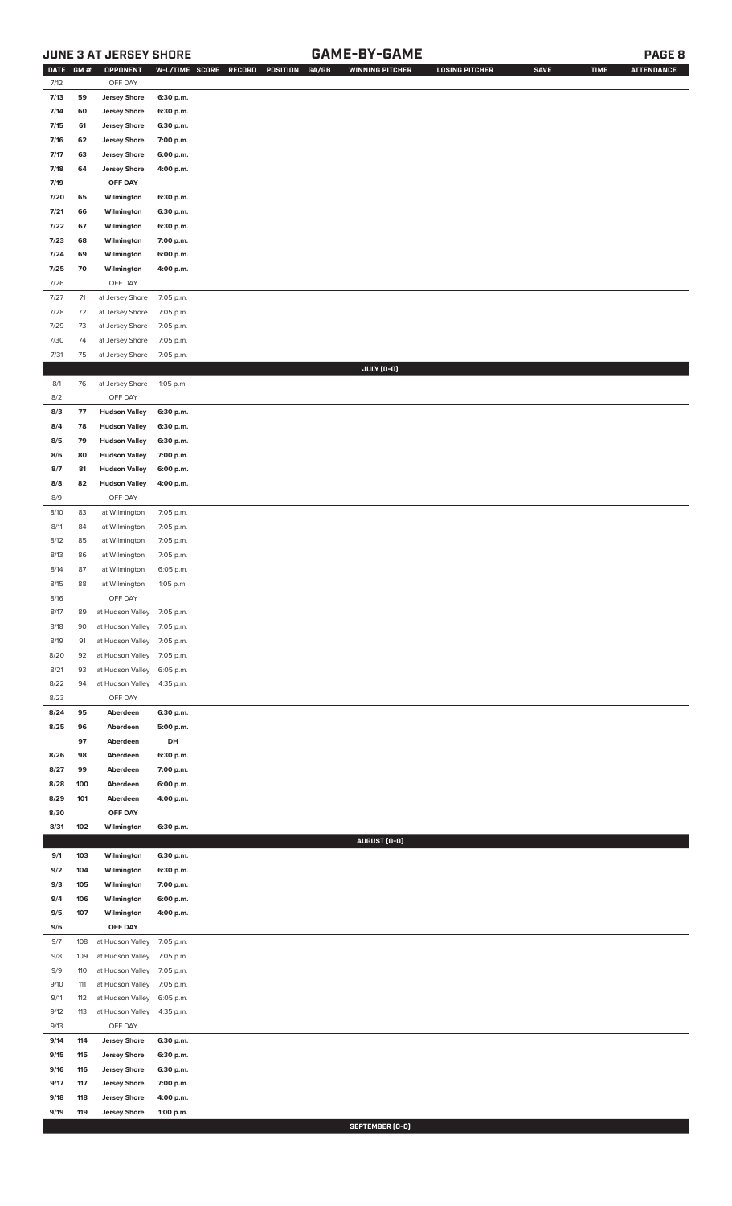## JUNE 3 AT JERSEY SHORE — GAME-BY-GAME

| DATE | GM # | OPPONENT | W-L/TIME | SCORE | RECORD | POSITION | GA/GB | WINNING PITCHER | LOSING PITCHER | SAVE | TIME | ATTENDANCE |
|---|---|---|---|---|---|---|---|---|---|---|---|---|
| 7/12 | | OFF DAY | | | | | | | | | | |
| 7/13 | 59 | Jersey Shore | 6:30 p.m. | | | | | | | | | |
| 7/14 | 60 | Jersey Shore | 6:30 p.m. | | | | | | | | | |
| 7/15 | 61 | Jersey Shore | 6:30 p.m. | | | | | | | | | |
| 7/16 | 62 | Jersey Shore | 7:00 p.m. | | | | | | | | | |
| 7/17 | 63 | Jersey Shore | 6:00 p.m. | | | | | | | | | |
| 7/18 | 64 | Jersey Shore | 4:00 p.m. | | | | | | | | | |
| 7/19 | | OFF DAY | | | | | | | | | | |
| 7/20 | 65 | Wilmington | 6:30 p.m. | | | | | | | | | |
| 7/21 | 66 | Wilmington | 6:30 p.m. | | | | | | | | | |
| 7/22 | 67 | Wilmington | 6:30 p.m. | | | | | | | | | |
| 7/23 | 68 | Wilmington | 7:00 p.m. | | | | | | | | | |
| 7/24 | 69 | Wilmington | 6:00 p.m. | | | | | | | | | |
| 7/25 | 70 | Wilmington | 4:00 p.m. | | | | | | | | | |
| 7/26 | | OFF DAY | | | | | | | | | | |
| 7/27 | 71 | at Jersey Shore | 7:05 p.m. | | | | | | | | | |
| 7/28 | 72 | at Jersey Shore | 7:05 p.m. | | | | | | | | | |
| 7/29 | 73 | at Jersey Shore | 7:05 p.m. | | | | | | | | | |
| 7/30 | 74 | at Jersey Shore | 7:05 p.m. | | | | | | | | | |
| 7/31 | 75 | at Jersey Shore | 7:05 p.m. | | | | | | | | | |
| | | | | | | | | JULY (0-0) | | | | |
| 8/1 | 76 | at Jersey Shore | 1:05 p.m. | | | | | | | | | |
| 8/2 | | OFF DAY | | | | | | | | | | |
| 8/3 | 77 | Hudson Valley | 6:30 p.m. | | | | | | | | | |
| 8/4 | 78 | Hudson Valley | 6:30 p.m. | | | | | | | | | |
| 8/5 | 79 | Hudson Valley | 6:30 p.m. | | | | | | | | | |
| 8/6 | 80 | Hudson Valley | 7:00 p.m. | | | | | | | | | |
| 8/7 | 81 | Hudson Valley | 6:00 p.m. | | | | | | | | | |
| 8/8 | 82 | Hudson Valley | 4:00 p.m. | | | | | | | | | |
| 8/9 | | OFF DAY | | | | | | | | | | |
| 8/10 | 83 | at Wilmington | 7:05 p.m. | | | | | | | | | |
| 8/11 | 84 | at Wilmington | 7:05 p.m. | | | | | | | | | |
| 8/12 | 85 | at Wilmington | 7:05 p.m. | | | | | | | | | |
| 8/13 | 86 | at Wilmington | 7:05 p.m. | | | | | | | | | |
| 8/14 | 87 | at Wilmington | 6:05 p.m. | | | | | | | | | |
| 8/15 | 88 | at Wilmington | 1:05 p.m. | | | | | | | | | |
| 8/16 | | OFF DAY | | | | | | | | | | |
| 8/17 | 89 | at Hudson Valley | 7:05 p.m. | | | | | | | | | |
| 8/18 | 90 | at Hudson Valley | 7:05 p.m. | | | | | | | | | |
| 8/19 | 91 | at Hudson Valley | 7:05 p.m. | | | | | | | | | |
| 8/20 | 92 | at Hudson Valley | 7:05 p.m. | | | | | | | | | |
| 8/21 | 93 | at Hudson Valley | 6:05 p.m. | | | | | | | | | |
| 8/22 | 94 | at Hudson Valley | 4:35 p.m. | | | | | | | | | |
| 8/23 | | OFF DAY | | | | | | | | | | |
| 8/24 | 95 | Aberdeen | 6:30 p.m. | | | | | | | | | |
| 8/25 | 96 | Aberdeen | 5:00 p.m. | | | | | | | | | |
| | 97 | Aberdeen | DH | | | | | | | | | |
| 8/26 | 98 | Aberdeen | 6:30 p.m. | | | | | | | | | |
| 8/27 | 99 | Aberdeen | 7:00 p.m. | | | | | | | | | |
| 8/28 | 100 | Aberdeen | 6:00 p.m. | | | | | | | | | |
| 8/29 | 101 | Aberdeen | 4:00 p.m. | | | | | | | | | |
| 8/30 | | OFF DAY | | | | | | | | | | |
| 8/31 | 102 | Wilmington | 6:30 p.m. | | | | | | | | | |
| | | | | | | | | AUGUST (0-0) | | | | |
| 9/1 | 103 | Wilmington | 6:30 p.m. | | | | | | | | | |
| 9/2 | 104 | Wilmington | 6:30 p.m. | | | | | | | | | |
| 9/3 | 105 | Wilmington | 7:00 p.m. | | | | | | | | | |
| 9/4 | 106 | Wilmington | 6:00 p.m. | | | | | | | | | |
| 9/5 | 107 | Wilmington | 4:00 p.m. | | | | | | | | | |
| 9/6 | | OFF DAY | | | | | | | | | | |
| 9/7 | 108 | at Hudson Valley | 7:05 p.m. | | | | | | | | | |
| 9/8 | 109 | at Hudson Valley | 7:05 p.m. | | | | | | | | | |
| 9/9 | 110 | at Hudson Valley | 7:05 p.m. | | | | | | | | | |
| 9/10 | 111 | at Hudson Valley | 7:05 p.m. | | | | | | | | | |
| 9/11 | 112 | at Hudson Valley | 6:05 p.m. | | | | | | | | | |
| 9/12 | 113 | at Hudson Valley | 4:35 p.m. | | | | | | | | | |
| 9/13 | | OFF DAY | | | | | | | | | | |
| 9/14 | 114 | Jersey Shore | 6:30 p.m. | | | | | | | | | |
| 9/15 | 115 | Jersey Shore | 6:30 p.m. | | | | | | | | | |
| 9/16 | 116 | Jersey Shore | 6:30 p.m. | | | | | | | | | |
| 9/17 | 117 | Jersey Shore | 7:00 p.m. | | | | | | | | | |
| 9/18 | 118 | Jersey Shore | 4:00 p.m. | | | | | | | | | |
| 9/19 | 119 | Jersey Shore | 1:00 p.m. | | | | | | | | | |
| | | | | | | | | SEPTEMBER (0-0) | | | | |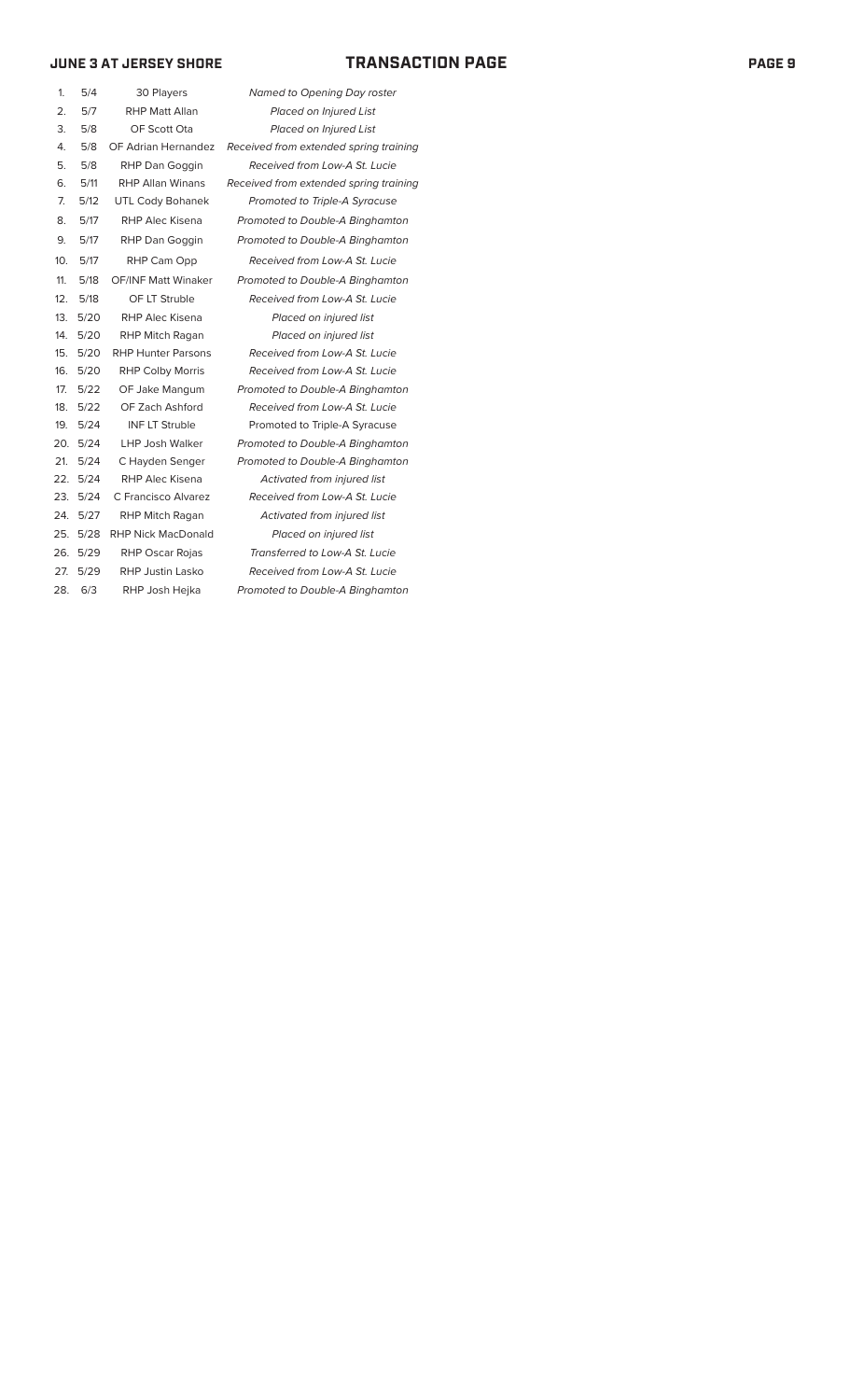## TRANSACTION PAGE

| | | | |
|---|---|---|---|
| 1. | 5/4 | 30 Players | *Named to Opening Day roster* |
| 2. | 5/7 | RHP Matt Allan | *Placed on Injured List* |
| 3. | 5/8 | OF Scott Ota | *Placed on Injured List* |
| 4. | 5/8 | OF Adrian Hernandez | *Received from extended spring training* |
| 5. | 5/8 | RHP Dan Goggin | *Received from Low-A St. Lucie* |
| 6. | 5/11 | RHP Allan Winans | *Received from extended spring training* |
| 7. | 5/12 | UTL Cody Bohanek | *Promoted to Triple-A Syracuse* |
| 8. | 5/17 | RHP Alec Kisena | *Promoted to Double-A Binghamton* |
| 9. | 5/17 | RHP Dan Goggin | *Promoted to Double-A Binghamton* |
| 10. | 5/17 | RHP Cam Opp | *Received from Low-A St. Lucie* |
| 11. | 5/18 | OF/INF Matt Winaker | *Promoted to Double-A Binghamton* |
| 12. | 5/18 | OF LT Struble | *Received from Low-A St. Lucie* |
| 13. | 5/20 | RHP Alec Kisena | *Placed on injured list* |
| 14. | 5/20 | RHP Mitch Ragan | *Placed on injured list* |
| 15. | 5/20 | RHP Hunter Parsons | *Received from Low-A St. Lucie* |
| 16. | 5/20 | RHP Colby Morris | *Received from Low-A St. Lucie* |
| 17. | 5/22 | OF Jake Mangum | *Promoted to Double-A Binghamton* |
| 18. | 5/22 | OF Zach Ashford | *Received from Low-A St. Lucie* |
| 19. | 5/24 | INF LT Struble | Promoted to Triple-A Syracuse |
| 20. | 5/24 | LHP Josh Walker | *Promoted to Double-A Binghamton* |
| 21. | 5/24 | C Hayden Senger | *Promoted to Double-A Binghamton* |
| 22. | 5/24 | RHP Alec Kisena | *Activated from injured list* |
| 23. | 5/24 | C Francisco Alvarez | *Received from Low-A St. Lucie* |
| 24. | 5/27 | RHP Mitch Ragan | *Activated from injured list* |
| 25. | 5/28 | RHP Nick MacDonald | *Placed on injured list* |
| 26. | 5/29 | RHP Oscar Rojas | *Transferred to Low-A St. Lucie* |
| 27. | 5/29 | RHP Justin Lasko | *Received from Low-A St. Lucie* |
| 28. | 6/3 | RHP Josh Hejka | *Promoted to Double-A Binghamton* |